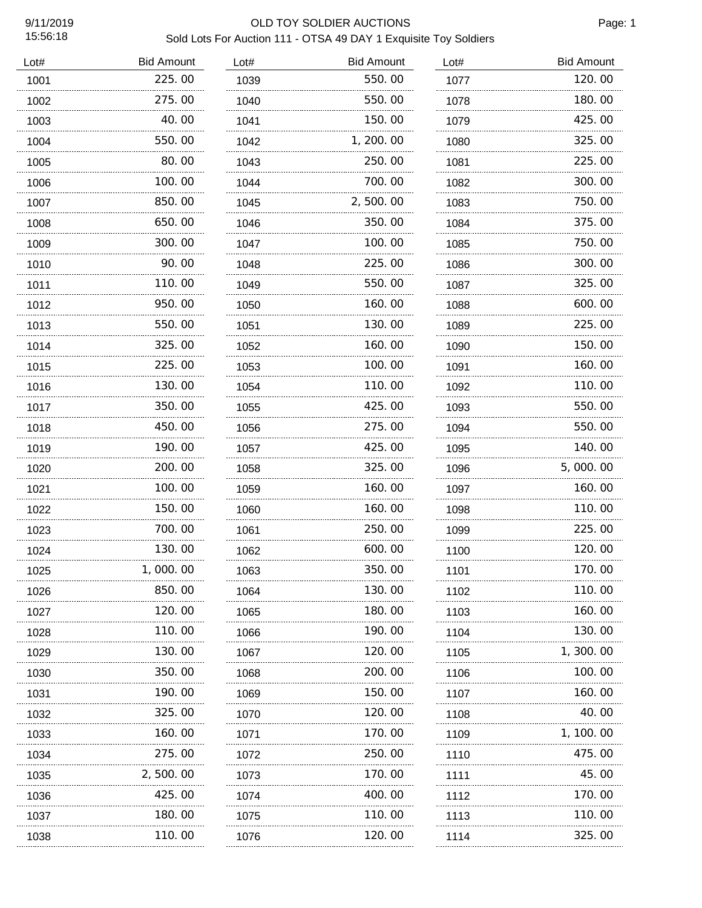# OLD TOY SOLDIER AUCTIONS

Sold Lots For Auction 111 - OTSA 49 DAY 1 Exquisite Toy Soldiers

9/11/2019 15:56:18

| Lot# | Bid Amount |
|---|---|
| 1001 | 225.00 |
| 1002 | 275.00 |
| 1003 | 40.00 |
| 1004 | 550.00 |
| 1005 | 80.00 |
| 1006 | 100.00 |
| 1007 | 850.00 |
| 1008 | 650.00 |
| 1009 | 300.00 |
| 1010 | 90.00 |
| 1011 | 110.00 |
| 1012 | 950.00 |
| 1013 | 550.00 |
| 1014 | 325.00 |
| 1015 | 225.00 |
| 1016 | 130.00 |
| 1017 | 350.00 |
| 1018 | 450.00 |
| 1019 | 190.00 |
| 1020 | 200.00 |
| 1021 | 100.00 |
| 1022 | 150.00 |
| 1023 | 700.00 |
| 1024 | 130.00 |
| 1025 | 1,000.00 |
| 1026 | 850.00 |
| 1027 | 120.00 |
| 1028 | 110.00 |
| 1029 | 130.00 |
| 1030 | 350.00 |
| 1031 | 190.00 |
| 1032 | 325.00 |
| 1033 | 160.00 |
| 1034 | 275.00 |
| 1035 | 2,500.00 |
| 1036 | 425.00 |
| 1037 | 180.00 |
| 1038 | 110.00 |
| 1039 | 550.00 |
| 1040 | 550.00 |
| 1041 | 150.00 |
| 1042 | 1,200.00 |
| 1043 | 250.00 |
| 1044 | 700.00 |
| 1045 | 2,500.00 |
| 1046 | 350.00 |
| 1047 | 100.00 |
| 1048 | 225.00 |
| 1049 | 550.00 |
| 1050 | 160.00 |
| 1051 | 130.00 |
| 1052 | 160.00 |
| 1053 | 100.00 |
| 1054 | 110.00 |
| 1055 | 425.00 |
| 1056 | 275.00 |
| 1057 | 425.00 |
| 1058 | 325.00 |
| 1059 | 160.00 |
| 1060 | 160.00 |
| 1061 | 250.00 |
| 1062 | 600.00 |
| 1063 | 350.00 |
| 1064 | 130.00 |
| 1065 | 180.00 |
| 1066 | 190.00 |
| 1067 | 120.00 |
| 1068 | 200.00 |
| 1069 | 150.00 |
| 1070 | 120.00 |
| 1071 | 170.00 |
| 1072 | 250.00 |
| 1073 | 170.00 |
| 1074 | 400.00 |
| 1075 | 110.00 |
| 1076 | 120.00 |
| 1077 | 120.00 |
| 1078 | 180.00 |
| 1079 | 425.00 |
| 1080 | 325.00 |
| 1081 | 225.00 |
| 1082 | 300.00 |
| 1083 | 750.00 |
| 1084 | 375.00 |
| 1085 | 750.00 |
| 1086 | 300.00 |
| 1087 | 325.00 |
| 1088 | 600.00 |
| 1089 | 225.00 |
| 1090 | 150.00 |
| 1091 | 160.00 |
| 1092 | 110.00 |
| 1093 | 550.00 |
| 1094 | 550.00 |
| 1095 | 140.00 |
| 1096 | 5,000.00 |
| 1097 | 160.00 |
| 1098 | 110.00 |
| 1099 | 225.00 |
| 1100 | 120.00 |
| 1101 | 170.00 |
| 1102 | 110.00 |
| 1103 | 160.00 |
| 1104 | 130.00 |
| 1105 | 1,300.00 |
| 1106 | 100.00 |
| 1107 | 160.00 |
| 1108 | 40.00 |
| 1109 | 1,100.00 |
| 1110 | 475.00 |
| 1111 | 45.00 |
| 1112 | 170.00 |
| 1113 | 110.00 |
| 1114 | 325.00 |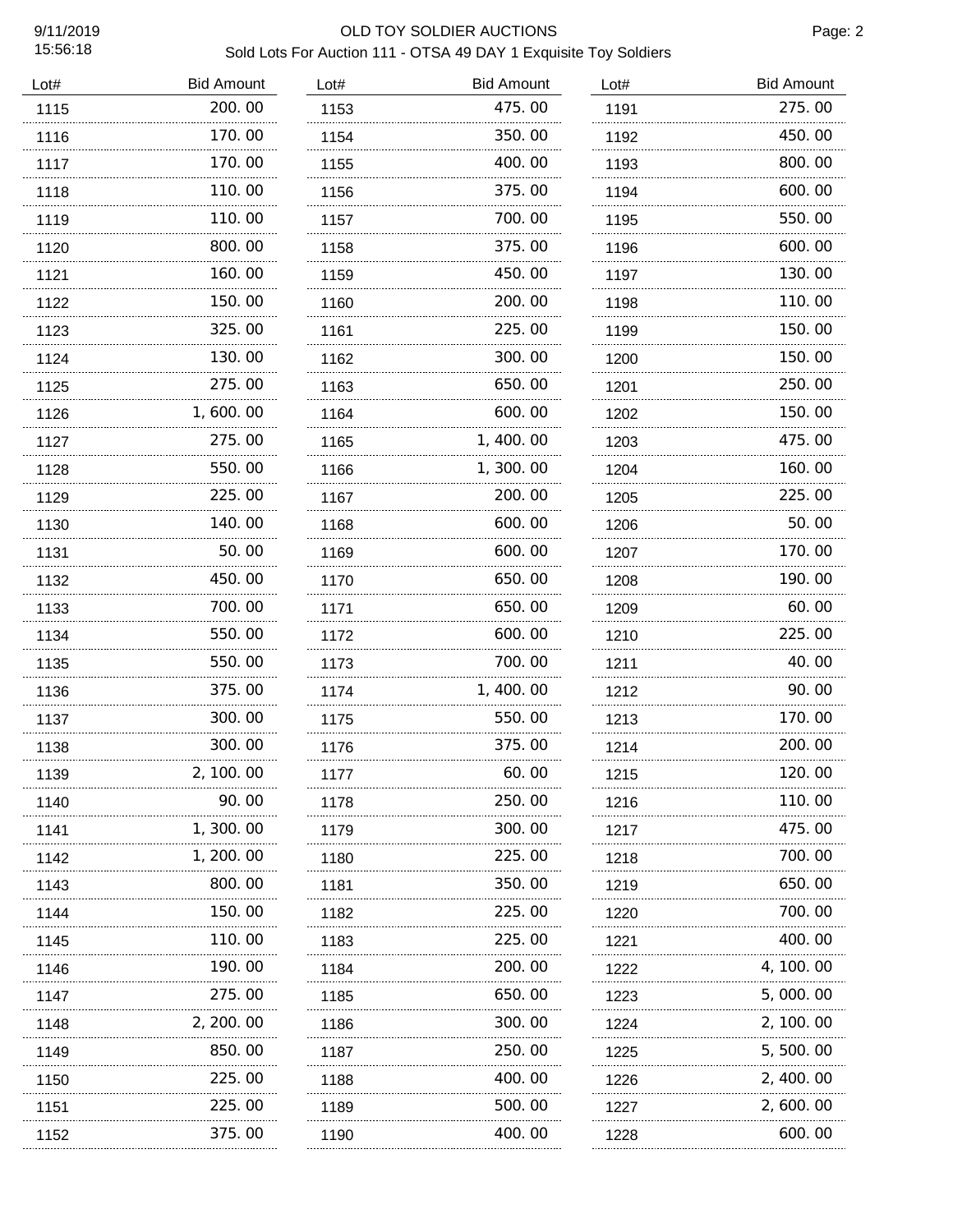OLD TOY SOLDIER AUCTIONS

Sold Lots For Auction 111 - OTSA 49 DAY 1 Exquisite Toy Soldiers

| Lot# | Bid Amount |
|---|---|
| 1115 | 200.00 |
| 1116 | 170.00 |
| 1117 | 170.00 |
| 1118 | 110.00 |
| 1119 | 110.00 |
| 1120 | 800.00 |
| 1121 | 160.00 |
| 1122 | 150.00 |
| 1123 | 325.00 |
| 1124 | 130.00 |
| 1125 | 275.00 |
| 1126 | 1,600.00 |
| 1127 | 275.00 |
| 1128 | 550.00 |
| 1129 | 225.00 |
| 1130 | 140.00 |
| 1131 | 50.00 |
| 1132 | 450.00 |
| 1133 | 700.00 |
| 1134 | 550.00 |
| 1135 | 550.00 |
| 1136 | 375.00 |
| 1137 | 300.00 |
| 1138 | 300.00 |
| 1139 | 2,100.00 |
| 1140 | 90.00 |
| 1141 | 1,300.00 |
| 1142 | 1,200.00 |
| 1143 | 800.00 |
| 1144 | 150.00 |
| 1145 | 110.00 |
| 1146 | 190.00 |
| 1147 | 275.00 |
| 1148 | 2,200.00 |
| 1149 | 850.00 |
| 1150 | 225.00 |
| 1151 | 225.00 |
| 1152 | 375.00 |
| 1153 | 475.00 |
| 1154 | 350.00 |
| 1155 | 400.00 |
| 1156 | 375.00 |
| 1157 | 700.00 |
| 1158 | 375.00 |
| 1159 | 450.00 |
| 1160 | 200.00 |
| 1161 | 225.00 |
| 1162 | 300.00 |
| 1163 | 650.00 |
| 1164 | 600.00 |
| 1165 | 1,400.00 |
| 1166 | 1,300.00 |
| 1167 | 200.00 |
| 1168 | 600.00 |
| 1169 | 600.00 |
| 1170 | 650.00 |
| 1171 | 650.00 |
| 1172 | 600.00 |
| 1173 | 700.00 |
| 1174 | 1,400.00 |
| 1175 | 550.00 |
| 1176 | 375.00 |
| 1177 | 60.00 |
| 1178 | 250.00 |
| 1179 | 300.00 |
| 1180 | 225.00 |
| 1181 | 350.00 |
| 1182 | 225.00 |
| 1183 | 225.00 |
| 1184 | 200.00 |
| 1185 | 650.00 |
| 1186 | 300.00 |
| 1187 | 250.00 |
| 1188 | 400.00 |
| 1189 | 500.00 |
| 1190 | 400.00 |
| 1191 | 275.00 |
| 1192 | 450.00 |
| 1193 | 800.00 |
| 1194 | 600.00 |
| 1195 | 550.00 |
| 1196 | 600.00 |
| 1197 | 130.00 |
| 1198 | 110.00 |
| 1199 | 150.00 |
| 1200 | 150.00 |
| 1201 | 250.00 |
| 1202 | 150.00 |
| 1203 | 475.00 |
| 1204 | 160.00 |
| 1205 | 225.00 |
| 1206 | 50.00 |
| 1207 | 170.00 |
| 1208 | 190.00 |
| 1209 | 60.00 |
| 1210 | 225.00 |
| 1211 | 40.00 |
| 1212 | 90.00 |
| 1213 | 170.00 |
| 1214 | 200.00 |
| 1215 | 120.00 |
| 1216 | 110.00 |
| 1217 | 475.00 |
| 1218 | 700.00 |
| 1219 | 650.00 |
| 1220 | 700.00 |
| 1221 | 400.00 |
| 1222 | 4,100.00 |
| 1223 | 5,000.00 |
| 1224 | 2,100.00 |
| 1225 | 5,500.00 |
| 1226 | 2,400.00 |
| 1227 | 2,600.00 |
| 1228 | 600.00 |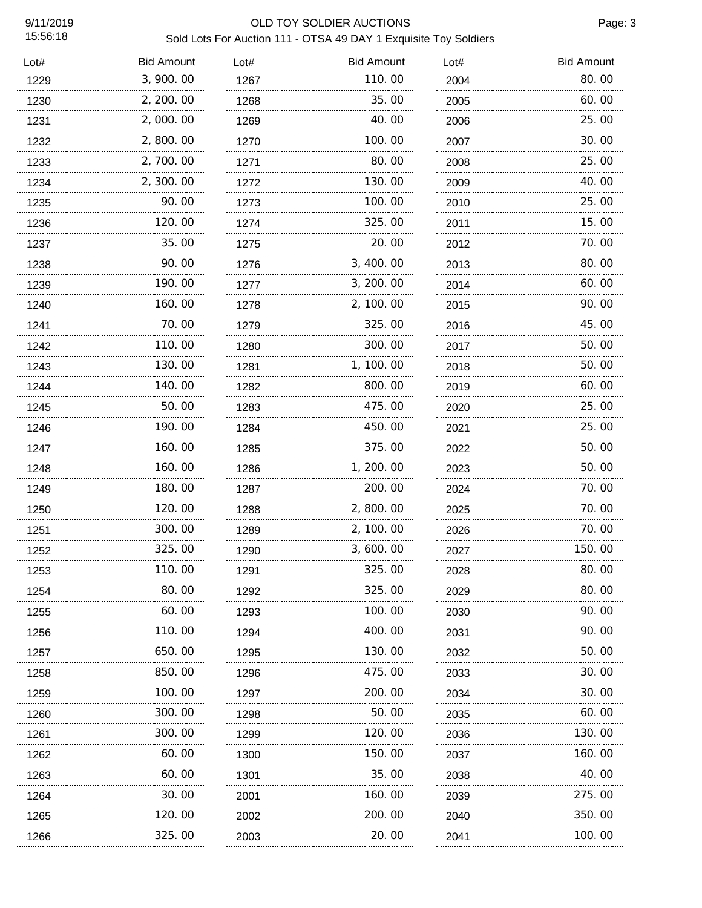# OLD TOY SOLDIER AUCTIONS

Sold Lots For Auction 111 - OTSA 49 DAY 1 Exquisite Toy Soldiers

| Lot# | Bid Amount |
|---|---|
| 1229 | 3,900.00 |
| 1230 | 2,200.00 |
| 1231 | 2,000.00 |
| 1232 | 2,800.00 |
| 1233 | 2,700.00 |
| 1234 | 2,300.00 |
| 1235 | 90.00 |
| 1236 | 120.00 |
| 1237 | 35.00 |
| 1238 | 90.00 |
| 1239 | 190.00 |
| 1240 | 160.00 |
| 1241 | 70.00 |
| 1242 | 110.00 |
| 1243 | 130.00 |
| 1244 | 140.00 |
| 1245 | 50.00 |
| 1246 | 190.00 |
| 1247 | 160.00 |
| 1248 | 160.00 |
| 1249 | 180.00 |
| 1250 | 120.00 |
| 1251 | 300.00 |
| 1252 | 325.00 |
| 1253 | 110.00 |
| 1254 | 80.00 |
| 1255 | 60.00 |
| 1256 | 110.00 |
| 1257 | 650.00 |
| 1258 | 850.00 |
| 1259 | 100.00 |
| 1260 | 300.00 |
| 1261 | 300.00 |
| 1262 | 60.00 |
| 1263 | 60.00 |
| 1264 | 30.00 |
| 1265 | 120.00 |
| 1266 | 325.00 |
| 1267 | 110.00 |
| 1268 | 35.00 |
| 1269 | 40.00 |
| 1270 | 100.00 |
| 1271 | 80.00 |
| 1272 | 130.00 |
| 1273 | 100.00 |
| 1274 | 325.00 |
| 1275 | 20.00 |
| 1276 | 3,400.00 |
| 1277 | 3,200.00 |
| 1278 | 2,100.00 |
| 1279 | 325.00 |
| 1280 | 300.00 |
| 1281 | 1,100.00 |
| 1282 | 800.00 |
| 1283 | 475.00 |
| 1284 | 450.00 |
| 1285 | 375.00 |
| 1286 | 1,200.00 |
| 1287 | 200.00 |
| 1288 | 2,800.00 |
| 1289 | 2,100.00 |
| 1290 | 3,600.00 |
| 1291 | 325.00 |
| 1292 | 325.00 |
| 1293 | 100.00 |
| 1294 | 400.00 |
| 1295 | 130.00 |
| 1296 | 475.00 |
| 1297 | 200.00 |
| 1298 | 50.00 |
| 1299 | 120.00 |
| 1300 | 150.00 |
| 1301 | 35.00 |
| 2001 | 160.00 |
| 2002 | 200.00 |
| 2003 | 20.00 |
| 2004 | 80.00 |
| 2005 | 60.00 |
| 2006 | 25.00 |
| 2007 | 30.00 |
| 2008 | 25.00 |
| 2009 | 40.00 |
| 2010 | 25.00 |
| 2011 | 15.00 |
| 2012 | 70.00 |
| 2013 | 80.00 |
| 2014 | 60.00 |
| 2015 | 90.00 |
| 2016 | 45.00 |
| 2017 | 50.00 |
| 2018 | 50.00 |
| 2019 | 60.00 |
| 2020 | 25.00 |
| 2021 | 25.00 |
| 2022 | 50.00 |
| 2023 | 50.00 |
| 2024 | 70.00 |
| 2025 | 70.00 |
| 2026 | 70.00 |
| 2027 | 150.00 |
| 2028 | 80.00 |
| 2029 | 80.00 |
| 2030 | 90.00 |
| 2031 | 90.00 |
| 2032 | 50.00 |
| 2033 | 30.00 |
| 2034 | 30.00 |
| 2035 | 60.00 |
| 2036 | 130.00 |
| 2037 | 160.00 |
| 2038 | 40.00 |
| 2039 | 275.00 |
| 2040 | 350.00 |
| 2041 | 100.00 |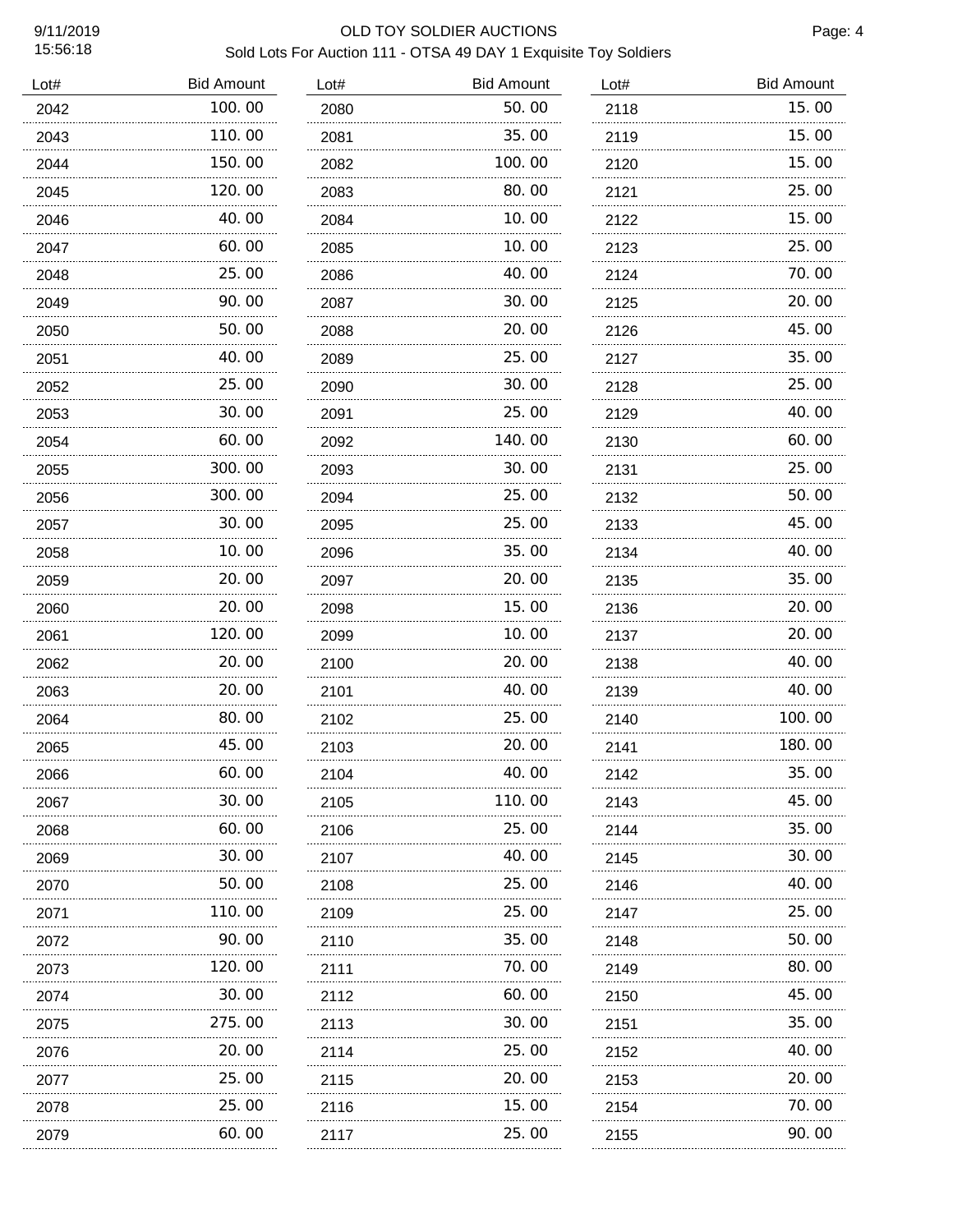# OLD TOY SOLDIER AUCTIONS

Sold Lots For Auction 111 - OTSA 49 DAY 1 Exquisite Toy Soldiers

9/11/2019
15:56:18

| Lot# | Bid Amount |
|---|---|
| 2042 | 100.00 |
| 2043 | 110.00 |
| 2044 | 150.00 |
| 2045 | 120.00 |
| 2046 | 40.00 |
| 2047 | 60.00 |
| 2048 | 25.00 |
| 2049 | 90.00 |
| 2050 | 50.00 |
| 2051 | 40.00 |
| 2052 | 25.00 |
| 2053 | 30.00 |
| 2054 | 60.00 |
| 2055 | 300.00 |
| 2056 | 300.00 |
| 2057 | 30.00 |
| 2058 | 10.00 |
| 2059 | 20.00 |
| 2060 | 20.00 |
| 2061 | 120.00 |
| 2062 | 20.00 |
| 2063 | 20.00 |
| 2064 | 80.00 |
| 2065 | 45.00 |
| 2066 | 60.00 |
| 2067 | 30.00 |
| 2068 | 60.00 |
| 2069 | 30.00 |
| 2070 | 50.00 |
| 2071 | 110.00 |
| 2072 | 90.00 |
| 2073 | 120.00 |
| 2074 | 30.00 |
| 2075 | 275.00 |
| 2076 | 20.00 |
| 2077 | 25.00 |
| 2078 | 25.00 |
| 2079 | 60.00 |
| 2080 | 50.00 |
| 2081 | 35.00 |
| 2082 | 100.00 |
| 2083 | 80.00 |
| 2084 | 10.00 |
| 2085 | 10.00 |
| 2086 | 40.00 |
| 2087 | 30.00 |
| 2088 | 20.00 |
| 2089 | 25.00 |
| 2090 | 30.00 |
| 2091 | 25.00 |
| 2092 | 140.00 |
| 2093 | 30.00 |
| 2094 | 25.00 |
| 2095 | 25.00 |
| 2096 | 35.00 |
| 2097 | 20.00 |
| 2098 | 15.00 |
| 2099 | 10.00 |
| 2100 | 20.00 |
| 2101 | 40.00 |
| 2102 | 25.00 |
| 2103 | 20.00 |
| 2104 | 40.00 |
| 2105 | 110.00 |
| 2106 | 25.00 |
| 2107 | 40.00 |
| 2108 | 25.00 |
| 2109 | 25.00 |
| 2110 | 35.00 |
| 2111 | 70.00 |
| 2112 | 60.00 |
| 2113 | 30.00 |
| 2114 | 25.00 |
| 2115 | 20.00 |
| 2116 | 15.00 |
| 2117 | 25.00 |
| 2118 | 15.00 |
| 2119 | 15.00 |
| 2120 | 15.00 |
| 2121 | 25.00 |
| 2122 | 15.00 |
| 2123 | 25.00 |
| 2124 | 70.00 |
| 2125 | 20.00 |
| 2126 | 45.00 |
| 2127 | 35.00 |
| 2128 | 25.00 |
| 2129 | 40.00 |
| 2130 | 60.00 |
| 2131 | 25.00 |
| 2132 | 50.00 |
| 2133 | 45.00 |
| 2134 | 40.00 |
| 2135 | 35.00 |
| 2136 | 20.00 |
| 2137 | 20.00 |
| 2138 | 40.00 |
| 2139 | 40.00 |
| 2140 | 100.00 |
| 2141 | 180.00 |
| 2142 | 35.00 |
| 2143 | 45.00 |
| 2144 | 35.00 |
| 2145 | 30.00 |
| 2146 | 40.00 |
| 2147 | 25.00 |
| 2148 | 50.00 |
| 2149 | 80.00 |
| 2150 | 45.00 |
| 2151 | 35.00 |
| 2152 | 40.00 |
| 2153 | 20.00 |
| 2154 | 70.00 |
| 2155 | 90.00 |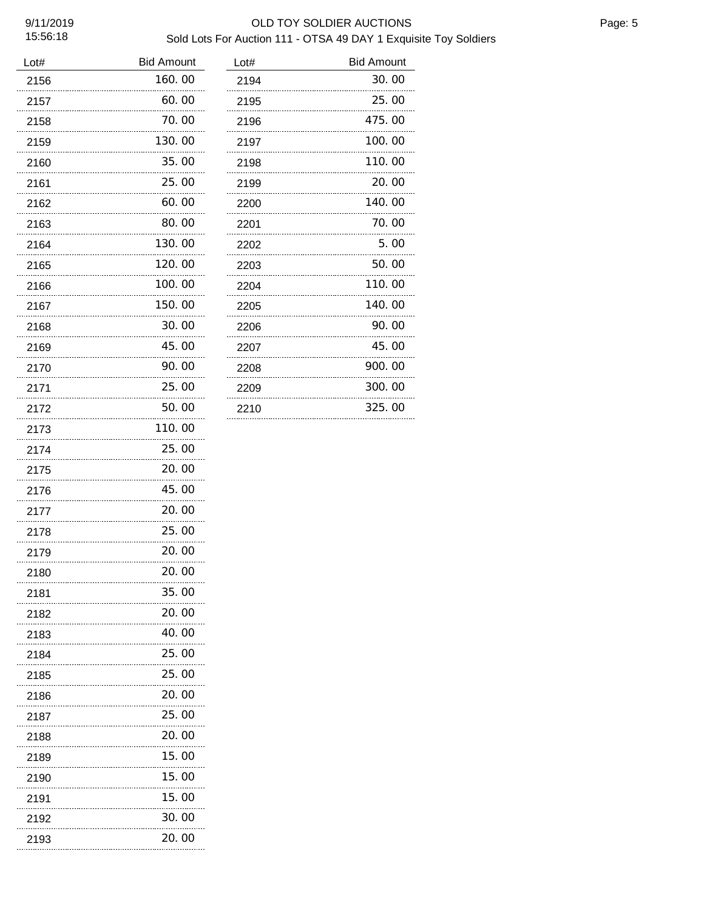| Lot# | Bid Amount |
|---|---|
| 2156 | 160.00 |
| 2157 | 60.00 |
| 2158 | 70.00 |
| 2159 | 130.00 |
| 2160 | 35.00 |
| 2161 | 25.00 |
| 2162 | 60.00 |
| 2163 | 80.00 |
| 2164 | 130.00 |
| 2165 | 120.00 |
| 2166 | 100.00 |
| 2167 | 150.00 |
| 2168 | 30.00 |
| 2169 | 45.00 |
| 2170 | 90.00 |
| 2171 | 25.00 |
| 2172 | 50.00 |
| 2173 | 110.00 |
| 2174 | 25.00 |
| 2175 | 20.00 |
| 2176 | 45.00 |
| 2177 | 20.00 |
| 2178 | 25.00 |
| 2179 | 20.00 |
| 2180 | 20.00 |
| 2181 | 35.00 |
| 2182 | 20.00 |
| 2183 | 40.00 |
| 2184 | 25.00 |
| 2185 | 25.00 |
| 2186 | 20.00 |
| 2187 | 25.00 |
| 2188 | 20.00 |
| 2189 | 15.00 |
| 2190 | 15.00 |
| 2191 | 15.00 |
| 2192 | 30.00 |
| 2193 | 20.00 |
| 2194 | 30.00 |
| 2195 | 25.00 |
| 2196 | 475.00 |
| 2197 | 100.00 |
| 2198 | 110.00 |
| 2199 | 20.00 |
| 2200 | 140.00 |
| 2201 | 70.00 |
| 2202 | 5.00 |
| 2203 | 50.00 |
| 2204 | 110.00 |
| 2205 | 140.00 |
| 2206 | 90.00 |
| 2207 | 45.00 |
| 2208 | 900.00 |
| 2209 | 300.00 |
| 2210 | 325.00 |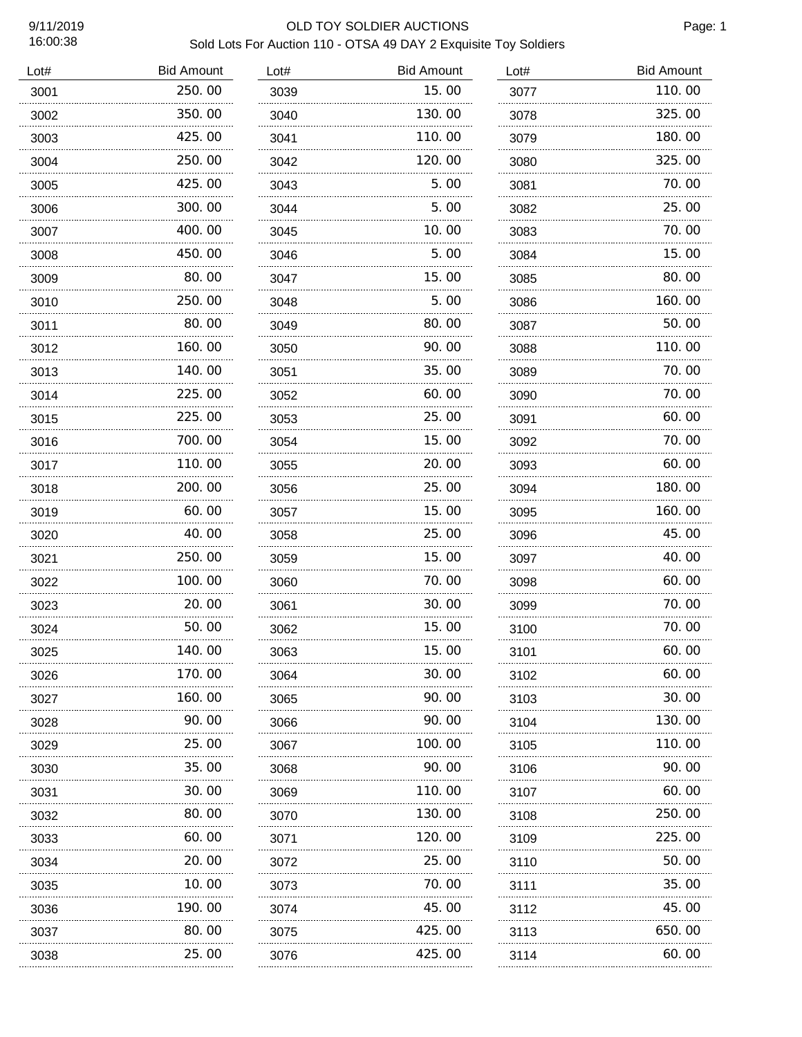# OLD TOY SOLDIER AUCTIONS

## Sold Lots For Auction 110 - OTSA 49 DAY 2 Exquisite Toy Soldiers

9/11/2019
16:00:38

| Lot# | Bid Amount |
|---|---|
| 3001 | 250.00 |
| 3002 | 350.00 |
| 3003 | 425.00 |
| 3004 | 250.00 |
| 3005 | 425.00 |
| 3006 | 300.00 |
| 3007 | 400.00 |
| 3008 | 450.00 |
| 3009 | 80.00 |
| 3010 | 250.00 |
| 3011 | 80.00 |
| 3012 | 160.00 |
| 3013 | 140.00 |
| 3014 | 225.00 |
| 3015 | 225.00 |
| 3016 | 700.00 |
| 3017 | 110.00 |
| 3018 | 200.00 |
| 3019 | 60.00 |
| 3020 | 40.00 |
| 3021 | 250.00 |
| 3022 | 100.00 |
| 3023 | 20.00 |
| 3024 | 50.00 |
| 3025 | 140.00 |
| 3026 | 170.00 |
| 3027 | 160.00 |
| 3028 | 90.00 |
| 3029 | 25.00 |
| 3030 | 35.00 |
| 3031 | 30.00 |
| 3032 | 80.00 |
| 3033 | 60.00 |
| 3034 | 20.00 |
| 3035 | 10.00 |
| 3036 | 190.00 |
| 3037 | 80.00 |
| 3038 | 25.00 |
| 3039 | 15.00 |
| 3040 | 130.00 |
| 3041 | 110.00 |
| 3042 | 120.00 |
| 3043 | 5.00 |
| 3044 | 5.00 |
| 3045 | 10.00 |
| 3046 | 5.00 |
| 3047 | 15.00 |
| 3048 | 5.00 |
| 3049 | 80.00 |
| 3050 | 90.00 |
| 3051 | 35.00 |
| 3052 | 60.00 |
| 3053 | 25.00 |
| 3054 | 15.00 |
| 3055 | 20.00 |
| 3056 | 25.00 |
| 3057 | 15.00 |
| 3058 | 25.00 |
| 3059 | 15.00 |
| 3060 | 70.00 |
| 3061 | 30.00 |
| 3062 | 15.00 |
| 3063 | 15.00 |
| 3064 | 30.00 |
| 3065 | 90.00 |
| 3066 | 90.00 |
| 3067 | 100.00 |
| 3068 | 90.00 |
| 3069 | 110.00 |
| 3070 | 130.00 |
| 3071 | 120.00 |
| 3072 | 25.00 |
| 3073 | 70.00 |
| 3074 | 45.00 |
| 3075 | 425.00 |
| 3076 | 425.00 |
| 3077 | 110.00 |
| 3078 | 325.00 |
| 3079 | 180.00 |
| 3080 | 325.00 |
| 3081 | 70.00 |
| 3082 | 25.00 |
| 3083 | 70.00 |
| 3084 | 15.00 |
| 3085 | 80.00 |
| 3086 | 160.00 |
| 3087 | 50.00 |
| 3088 | 110.00 |
| 3089 | 70.00 |
| 3090 | 70.00 |
| 3091 | 60.00 |
| 3092 | 70.00 |
| 3093 | 60.00 |
| 3094 | 180.00 |
| 3095 | 160.00 |
| 3096 | 45.00 |
| 3097 | 40.00 |
| 3098 | 60.00 |
| 3099 | 70.00 |
| 3100 | 70.00 |
| 3101 | 60.00 |
| 3102 | 60.00 |
| 3103 | 30.00 |
| 3104 | 130.00 |
| 3105 | 110.00 |
| 3106 | 90.00 |
| 3107 | 60.00 |
| 3108 | 250.00 |
| 3109 | 225.00 |
| 3110 | 50.00 |
| 3111 | 35.00 |
| 3112 | 45.00 |
| 3113 | 650.00 |
| 3114 | 60.00 |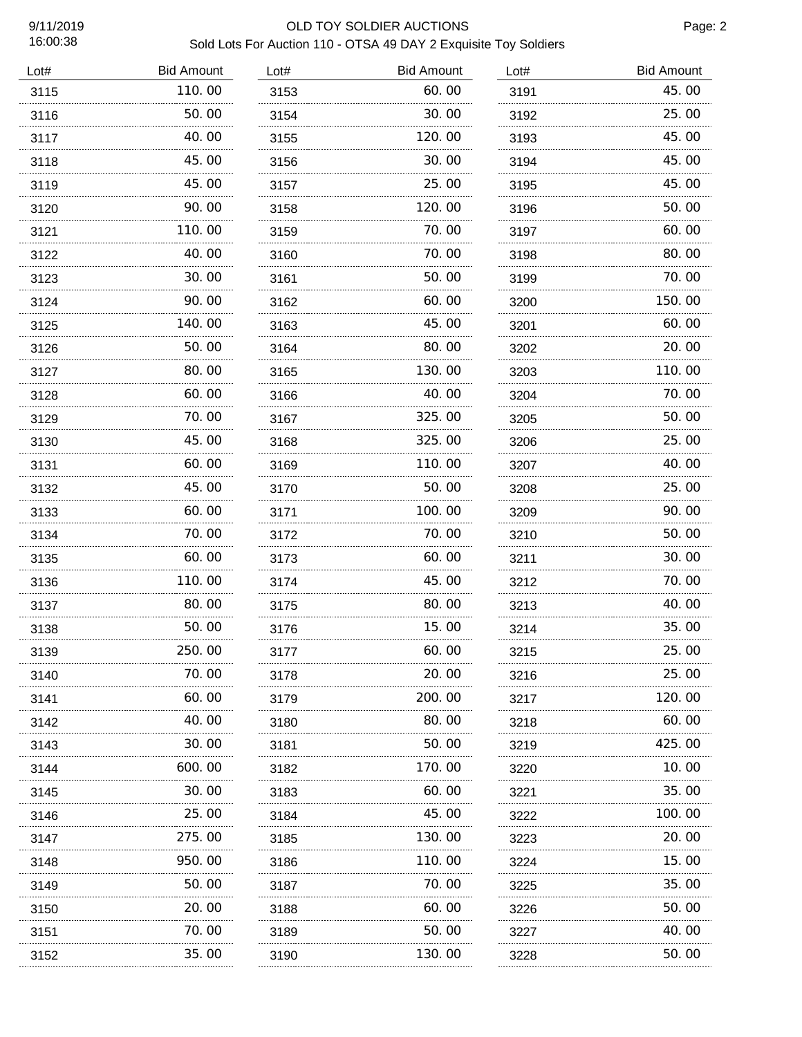# OLD TOY SOLDIER AUCTIONS

## Sold Lots For Auction 110 - OTSA 49 DAY 2 Exquisite Toy Soldiers

9/11/2019
16:00:38

| Lot# | Bid Amount |
|---|---|
| 3115 | 110.00 |
| 3116 | 50.00 |
| 3117 | 40.00 |
| 3118 | 45.00 |
| 3119 | 45.00 |
| 3120 | 90.00 |
| 3121 | 110.00 |
| 3122 | 40.00 |
| 3123 | 30.00 |
| 3124 | 90.00 |
| 3125 | 140.00 |
| 3126 | 50.00 |
| 3127 | 80.00 |
| 3128 | 60.00 |
| 3129 | 70.00 |
| 3130 | 45.00 |
| 3131 | 60.00 |
| 3132 | 45.00 |
| 3133 | 60.00 |
| 3134 | 70.00 |
| 3135 | 60.00 |
| 3136 | 110.00 |
| 3137 | 80.00 |
| 3138 | 50.00 |
| 3139 | 250.00 |
| 3140 | 70.00 |
| 3141 | 60.00 |
| 3142 | 40.00 |
| 3143 | 30.00 |
| 3144 | 600.00 |
| 3145 | 30.00 |
| 3146 | 25.00 |
| 3147 | 275.00 |
| 3148 | 950.00 |
| 3149 | 50.00 |
| 3150 | 20.00 |
| 3151 | 70.00 |
| 3152 | 35.00 |
| 3153 | 60.00 |
| 3154 | 30.00 |
| 3155 | 120.00 |
| 3156 | 30.00 |
| 3157 | 25.00 |
| 3158 | 120.00 |
| 3159 | 70.00 |
| 3160 | 70.00 |
| 3161 | 50.00 |
| 3162 | 60.00 |
| 3163 | 45.00 |
| 3164 | 80.00 |
| 3165 | 130.00 |
| 3166 | 40.00 |
| 3167 | 325.00 |
| 3168 | 325.00 |
| 3169 | 110.00 |
| 3170 | 50.00 |
| 3171 | 100.00 |
| 3172 | 70.00 |
| 3173 | 60.00 |
| 3174 | 45.00 |
| 3175 | 80.00 |
| 3176 | 15.00 |
| 3177 | 60.00 |
| 3178 | 20.00 |
| 3179 | 200.00 |
| 3180 | 80.00 |
| 3181 | 50.00 |
| 3182 | 170.00 |
| 3183 | 60.00 |
| 3184 | 45.00 |
| 3185 | 130.00 |
| 3186 | 110.00 |
| 3187 | 70.00 |
| 3188 | 60.00 |
| 3189 | 50.00 |
| 3190 | 130.00 |
| 3191 | 45.00 |
| 3192 | 25.00 |
| 3193 | 45.00 |
| 3194 | 45.00 |
| 3195 | 45.00 |
| 3196 | 50.00 |
| 3197 | 60.00 |
| 3198 | 80.00 |
| 3199 | 70.00 |
| 3200 | 150.00 |
| 3201 | 60.00 |
| 3202 | 20.00 |
| 3203 | 110.00 |
| 3204 | 70.00 |
| 3205 | 50.00 |
| 3206 | 25.00 |
| 3207 | 40.00 |
| 3208 | 25.00 |
| 3209 | 90.00 |
| 3210 | 50.00 |
| 3211 | 30.00 |
| 3212 | 70.00 |
| 3213 | 40.00 |
| 3214 | 35.00 |
| 3215 | 25.00 |
| 3216 | 25.00 |
| 3217 | 120.00 |
| 3218 | 60.00 |
| 3219 | 425.00 |
| 3220 | 10.00 |
| 3221 | 35.00 |
| 3222 | 100.00 |
| 3223 | 20.00 |
| 3224 | 15.00 |
| 3225 | 35.00 |
| 3226 | 50.00 |
| 3227 | 40.00 |
| 3228 | 50.00 |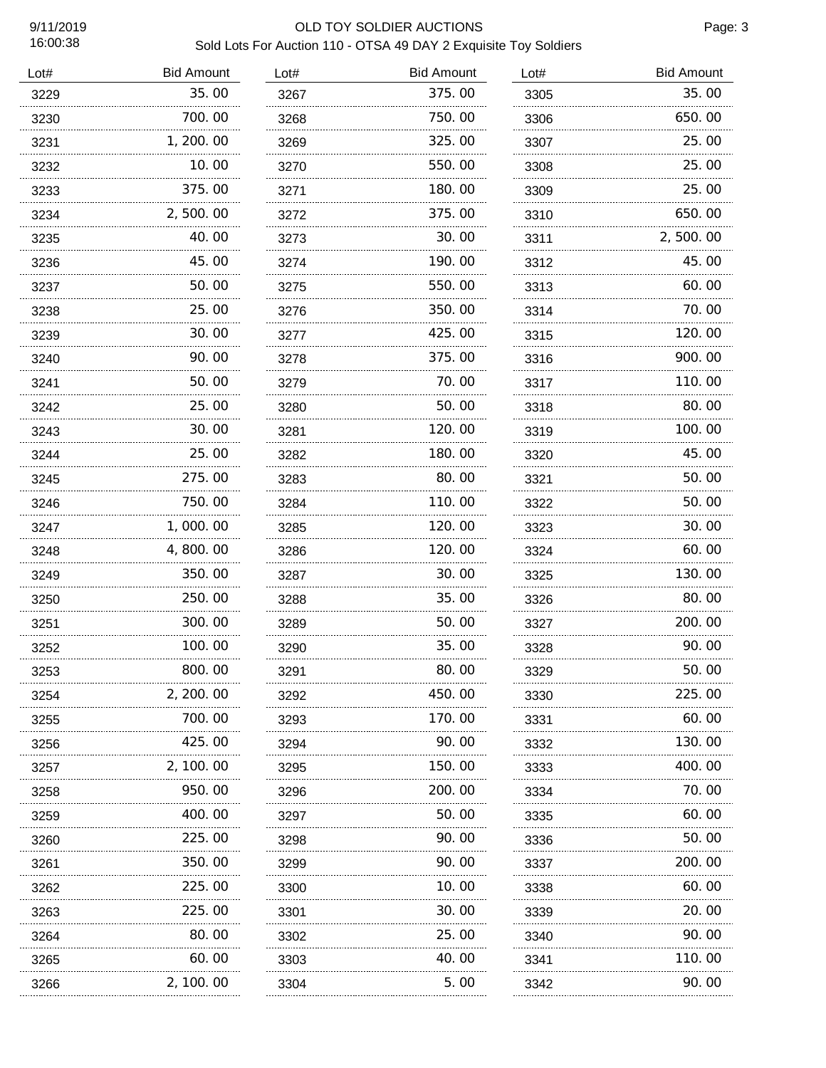# OLD TOY SOLDIER AUCTIONS

## Sold Lots For Auction 110 - OTSA 49 DAY 2 Exquisite Toy Soldiers

9/11/2019
16:00:38

| Lot# | Bid Amount | Lot# | Bid Amount | Lot# | Bid Amount |
|---|---|---|---|---|---|
| 3229 | 35.00 | 3267 | 375.00 | 3305 | 35.00 |
| 3230 | 700.00 | 3268 | 750.00 | 3306 | 650.00 |
| 3231 | 1,200.00 | 3269 | 325.00 | 3307 | 25.00 |
| 3232 | 10.00 | 3270 | 550.00 | 3308 | 25.00 |
| 3233 | 375.00 | 3271 | 180.00 | 3309 | 25.00 |
| 3234 | 2,500.00 | 3272 | 375.00 | 3310 | 650.00 |
| 3235 | 40.00 | 3273 | 30.00 | 3311 | 2,500.00 |
| 3236 | 45.00 | 3274 | 190.00 | 3312 | 45.00 |
| 3237 | 50.00 | 3275 | 550.00 | 3313 | 60.00 |
| 3238 | 25.00 | 3276 | 350.00 | 3314 | 70.00 |
| 3239 | 30.00 | 3277 | 425.00 | 3315 | 120.00 |
| 3240 | 90.00 | 3278 | 375.00 | 3316 | 900.00 |
| 3241 | 50.00 | 3279 | 70.00 | 3317 | 110.00 |
| 3242 | 25.00 | 3280 | 50.00 | 3318 | 80.00 |
| 3243 | 30.00 | 3281 | 120.00 | 3319 | 100.00 |
| 3244 | 25.00 | 3282 | 180.00 | 3320 | 45.00 |
| 3245 | 275.00 | 3283 | 80.00 | 3321 | 50.00 |
| 3246 | 750.00 | 3284 | 110.00 | 3322 | 50.00 |
| 3247 | 1,000.00 | 3285 | 120.00 | 3323 | 30.00 |
| 3248 | 4,800.00 | 3286 | 120.00 | 3324 | 60.00 |
| 3249 | 350.00 | 3287 | 30.00 | 3325 | 130.00 |
| 3250 | 250.00 | 3288 | 35.00 | 3326 | 80.00 |
| 3251 | 300.00 | 3289 | 50.00 | 3327 | 200.00 |
| 3252 | 100.00 | 3290 | 35.00 | 3328 | 90.00 |
| 3253 | 800.00 | 3291 | 80.00 | 3329 | 50.00 |
| 3254 | 2,200.00 | 3292 | 450.00 | 3330 | 225.00 |
| 3255 | 700.00 | 3293 | 170.00 | 3331 | 60.00 |
| 3256 | 425.00 | 3294 | 90.00 | 3332 | 130.00 |
| 3257 | 2,100.00 | 3295 | 150.00 | 3333 | 400.00 |
| 3258 | 950.00 | 3296 | 200.00 | 3334 | 70.00 |
| 3259 | 400.00 | 3297 | 50.00 | 3335 | 60.00 |
| 3260 | 225.00 | 3298 | 90.00 | 3336 | 50.00 |
| 3261 | 350.00 | 3299 | 90.00 | 3337 | 200.00 |
| 3262 | 225.00 | 3300 | 10.00 | 3338 | 60.00 |
| 3263 | 225.00 | 3301 | 30.00 | 3339 | 20.00 |
| 3264 | 80.00 | 3302 | 25.00 | 3340 | 90.00 |
| 3265 | 60.00 | 3303 | 40.00 | 3341 | 110.00 |
| 3266 | 2,100.00 | 3304 | 5.00 | 3342 | 90.00 |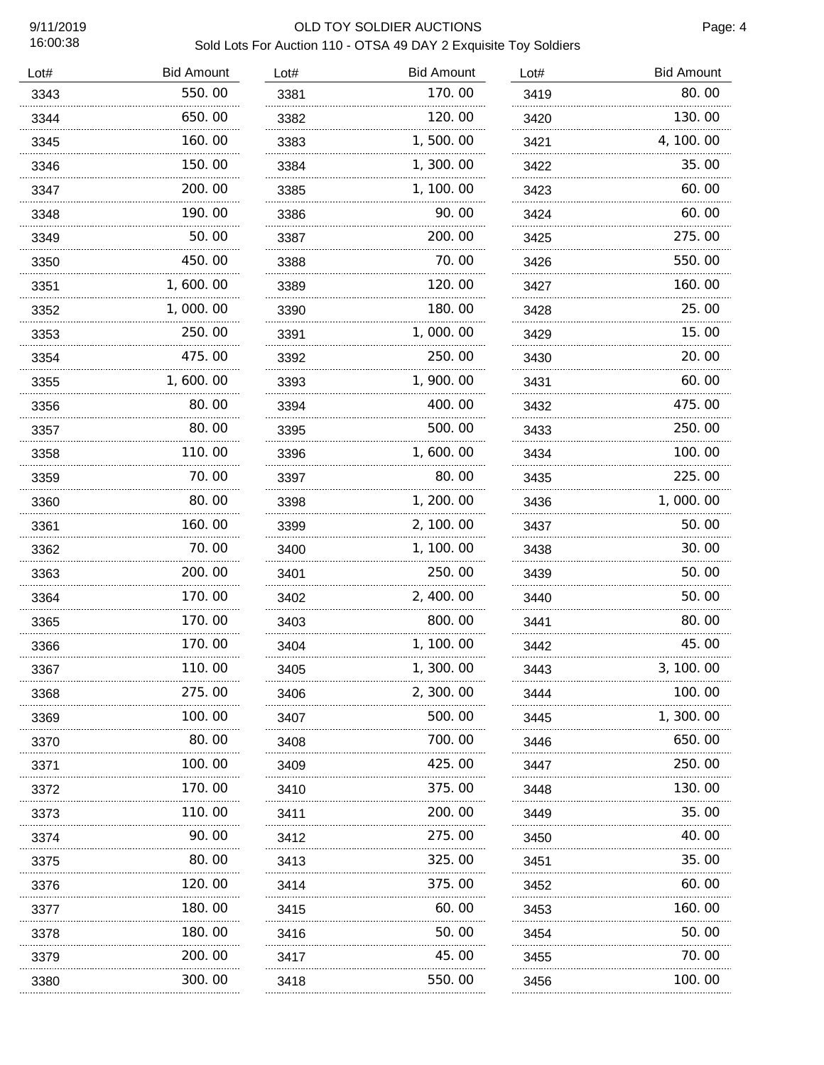# OLD TOY SOLDIER AUCTIONS

## Sold Lots For Auction 110 - OTSA 49 DAY 2 Exquisite Toy Soldiers

| Lot# | Bid Amount |
|---|---|
| 3343 | 550.00 |
| 3344 | 650.00 |
| 3345 | 160.00 |
| 3346 | 150.00 |
| 3347 | 200.00 |
| 3348 | 190.00 |
| 3349 | 50.00 |
| 3350 | 450.00 |
| 3351 | 1,600.00 |
| 3352 | 1,000.00 |
| 3353 | 250.00 |
| 3354 | 475.00 |
| 3355 | 1,600.00 |
| 3356 | 80.00 |
| 3357 | 80.00 |
| 3358 | 110.00 |
| 3359 | 70.00 |
| 3360 | 80.00 |
| 3361 | 160.00 |
| 3362 | 70.00 |
| 3363 | 200.00 |
| 3364 | 170.00 |
| 3365 | 170.00 |
| 3366 | 170.00 |
| 3367 | 110.00 |
| 3368 | 275.00 |
| 3369 | 100.00 |
| 3370 | 80.00 |
| 3371 | 100.00 |
| 3372 | 170.00 |
| 3373 | 110.00 |
| 3374 | 90.00 |
| 3375 | 80.00 |
| 3376 | 120.00 |
| 3377 | 180.00 |
| 3378 | 180.00 |
| 3379 | 200.00 |
| 3380 | 300.00 |
| 3381 | 170.00 |
| 3382 | 120.00 |
| 3383 | 1,500.00 |
| 3384 | 1,300.00 |
| 3385 | 1,100.00 |
| 3386 | 90.00 |
| 3387 | 200.00 |
| 3388 | 70.00 |
| 3389 | 120.00 |
| 3390 | 180.00 |
| 3391 | 1,000.00 |
| 3392 | 250.00 |
| 3393 | 1,900.00 |
| 3394 | 400.00 |
| 3395 | 500.00 |
| 3396 | 1,600.00 |
| 3397 | 80.00 |
| 3398 | 1,200.00 |
| 3399 | 2,100.00 |
| 3400 | 1,100.00 |
| 3401 | 250.00 |
| 3402 | 2,400.00 |
| 3403 | 800.00 |
| 3404 | 1,100.00 |
| 3405 | 1,300.00 |
| 3406 | 2,300.00 |
| 3407 | 500.00 |
| 3408 | 700.00 |
| 3409 | 425.00 |
| 3410 | 375.00 |
| 3411 | 200.00 |
| 3412 | 275.00 |
| 3413 | 325.00 |
| 3414 | 375.00 |
| 3415 | 60.00 |
| 3416 | 50.00 |
| 3417 | 45.00 |
| 3418 | 550.00 |
| 3419 | 80.00 |
| 3420 | 130.00 |
| 3421 | 4,100.00 |
| 3422 | 35.00 |
| 3423 | 60.00 |
| 3424 | 60.00 |
| 3425 | 275.00 |
| 3426 | 550.00 |
| 3427 | 160.00 |
| 3428 | 25.00 |
| 3429 | 15.00 |
| 3430 | 20.00 |
| 3431 | 60.00 |
| 3432 | 475.00 |
| 3433 | 250.00 |
| 3434 | 100.00 |
| 3435 | 225.00 |
| 3436 | 1,000.00 |
| 3437 | 50.00 |
| 3438 | 30.00 |
| 3439 | 50.00 |
| 3440 | 50.00 |
| 3441 | 80.00 |
| 3442 | 45.00 |
| 3443 | 3,100.00 |
| 3444 | 100.00 |
| 3445 | 1,300.00 |
| 3446 | 650.00 |
| 3447 | 250.00 |
| 3448 | 130.00 |
| 3449 | 35.00 |
| 3450 | 40.00 |
| 3451 | 35.00 |
| 3452 | 60.00 |
| 3453 | 160.00 |
| 3454 | 50.00 |
| 3455 | 70.00 |
| 3456 | 100.00 |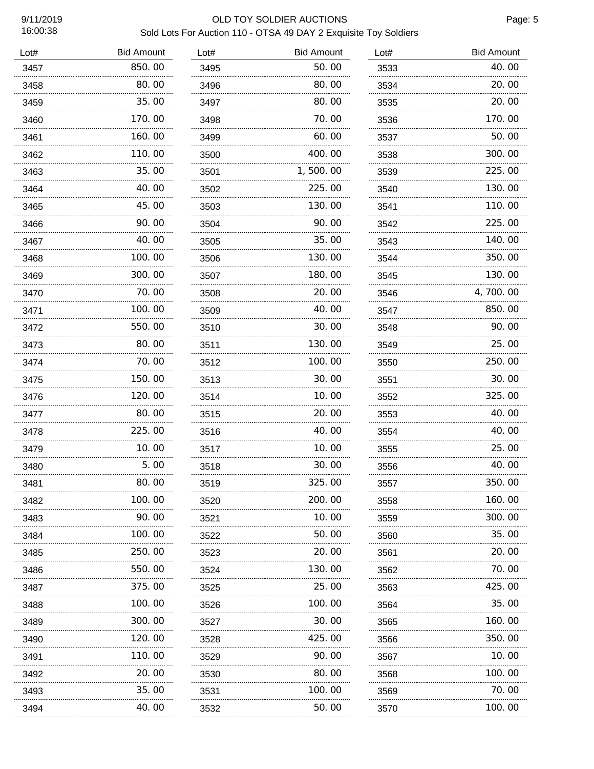# OLD TOY SOLDIER AUCTIONS

Sold Lots For Auction 110 - OTSA 49 DAY 2 Exquisite Toy Soldiers

| Lot# | Bid Amount |
|---|---|
| 3457 | 850.00 |
| 3458 | 80.00 |
| 3459 | 35.00 |
| 3460 | 170.00 |
| 3461 | 160.00 |
| 3462 | 110.00 |
| 3463 | 35.00 |
| 3464 | 40.00 |
| 3465 | 45.00 |
| 3466 | 90.00 |
| 3467 | 40.00 |
| 3468 | 100.00 |
| 3469 | 300.00 |
| 3470 | 70.00 |
| 3471 | 100.00 |
| 3472 | 550.00 |
| 3473 | 80.00 |
| 3474 | 70.00 |
| 3475 | 150.00 |
| 3476 | 120.00 |
| 3477 | 80.00 |
| 3478 | 225.00 |
| 3479 | 10.00 |
| 3480 | 5.00 |
| 3481 | 80.00 |
| 3482 | 100.00 |
| 3483 | 90.00 |
| 3484 | 100.00 |
| 3485 | 250.00 |
| 3486 | 550.00 |
| 3487 | 375.00 |
| 3488 | 100.00 |
| 3489 | 300.00 |
| 3490 | 120.00 |
| 3491 | 110.00 |
| 3492 | 20.00 |
| 3493 | 35.00 |
| 3494 | 40.00 |
| 3495 | 50.00 |
| 3496 | 80.00 |
| 3497 | 80.00 |
| 3498 | 70.00 |
| 3499 | 60.00 |
| 3500 | 400.00 |
| 3501 | 1,500.00 |
| 3502 | 225.00 |
| 3503 | 130.00 |
| 3504 | 90.00 |
| 3505 | 35.00 |
| 3506 | 130.00 |
| 3507 | 180.00 |
| 3508 | 20.00 |
| 3509 | 40.00 |
| 3510 | 30.00 |
| 3511 | 130.00 |
| 3512 | 100.00 |
| 3513 | 30.00 |
| 3514 | 10.00 |
| 3515 | 20.00 |
| 3516 | 40.00 |
| 3517 | 10.00 |
| 3518 | 30.00 |
| 3519 | 325.00 |
| 3520 | 200.00 |
| 3521 | 10.00 |
| 3522 | 50.00 |
| 3523 | 20.00 |
| 3524 | 130.00 |
| 3525 | 25.00 |
| 3526 | 100.00 |
| 3527 | 30.00 |
| 3528 | 425.00 |
| 3529 | 90.00 |
| 3530 | 80.00 |
| 3531 | 100.00 |
| 3532 | 50.00 |
| 3533 | 40.00 |
| 3534 | 20.00 |
| 3535 | 20.00 |
| 3536 | 170.00 |
| 3537 | 50.00 |
| 3538 | 300.00 |
| 3539 | 225.00 |
| 3540 | 130.00 |
| 3541 | 110.00 |
| 3542 | 225.00 |
| 3543 | 140.00 |
| 3544 | 350.00 |
| 3545 | 130.00 |
| 3546 | 4,700.00 |
| 3547 | 850.00 |
| 3548 | 90.00 |
| 3549 | 25.00 |
| 3550 | 250.00 |
| 3551 | 30.00 |
| 3552 | 325.00 |
| 3553 | 40.00 |
| 3554 | 40.00 |
| 3555 | 25.00 |
| 3556 | 40.00 |
| 3557 | 350.00 |
| 3558 | 160.00 |
| 3559 | 300.00 |
| 3560 | 35.00 |
| 3561 | 20.00 |
| 3562 | 70.00 |
| 3563 | 425.00 |
| 3564 | 35.00 |
| 3565 | 160.00 |
| 3566 | 350.00 |
| 3567 | 10.00 |
| 3568 | 100.00 |
| 3569 | 70.00 |
| 3570 | 100.00 |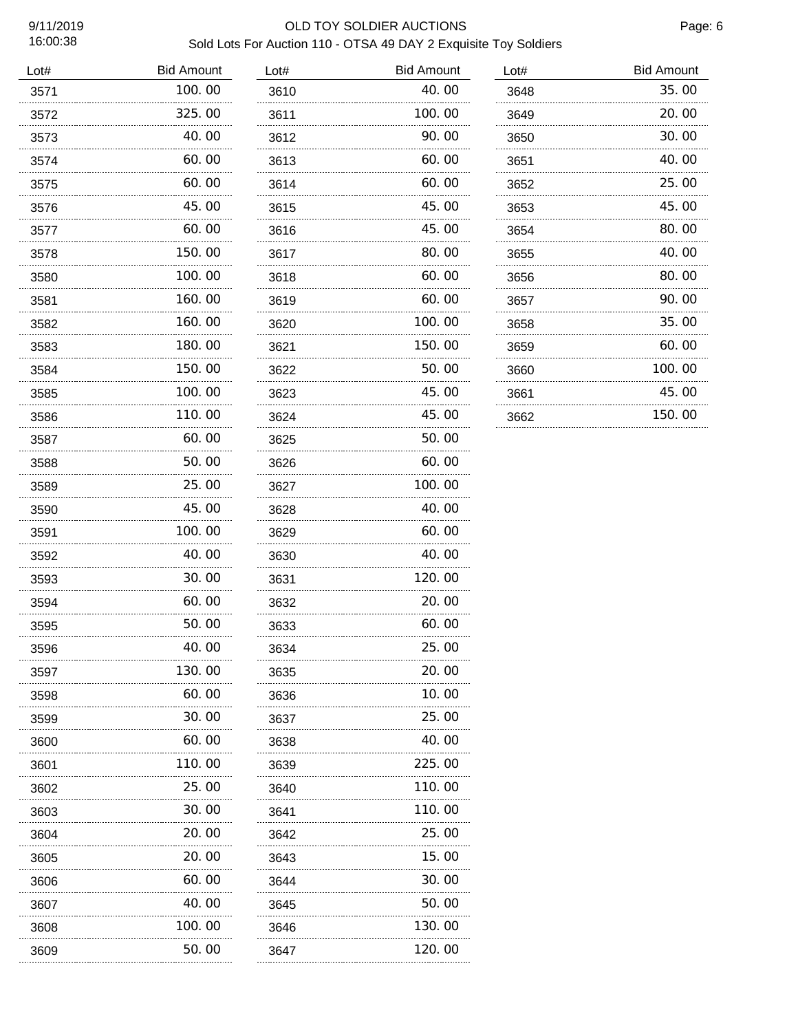# OLD TOY SOLDIER AUCTIONS

## Sold Lots For Auction 110 - OTSA 49 DAY 2 Exquisite Toy Soldiers

| Lot# | Bid Amount |
|---|---|
| 3571 | 100.00 |
| 3572 | 325.00 |
| 3573 | 40.00 |
| 3574 | 60.00 |
| 3575 | 60.00 |
| 3576 | 45.00 |
| 3577 | 60.00 |
| 3578 | 150.00 |
| 3580 | 100.00 |
| 3581 | 160.00 |
| 3582 | 160.00 |
| 3583 | 180.00 |
| 3584 | 150.00 |
| 3585 | 100.00 |
| 3586 | 110.00 |
| 3587 | 60.00 |
| 3588 | 50.00 |
| 3589 | 25.00 |
| 3590 | 45.00 |
| 3591 | 100.00 |
| 3592 | 40.00 |
| 3593 | 30.00 |
| 3594 | 60.00 |
| 3595 | 50.00 |
| 3596 | 40.00 |
| 3597 | 130.00 |
| 3598 | 60.00 |
| 3599 | 30.00 |
| 3600 | 60.00 |
| 3601 | 110.00 |
| 3602 | 25.00 |
| 3603 | 30.00 |
| 3604 | 20.00 |
| 3605 | 20.00 |
| 3606 | 60.00 |
| 3607 | 40.00 |
| 3608 | 100.00 |
| 3609 | 50.00 |
| 3610 | 40.00 |
| 3611 | 100.00 |
| 3612 | 90.00 |
| 3613 | 60.00 |
| 3614 | 60.00 |
| 3615 | 45.00 |
| 3616 | 45.00 |
| 3617 | 80.00 |
| 3618 | 60.00 |
| 3619 | 60.00 |
| 3620 | 100.00 |
| 3621 | 150.00 |
| 3622 | 50.00 |
| 3623 | 45.00 |
| 3624 | 45.00 |
| 3625 | 50.00 |
| 3626 | 60.00 |
| 3627 | 100.00 |
| 3628 | 40.00 |
| 3629 | 60.00 |
| 3630 | 40.00 |
| 3631 | 120.00 |
| 3632 | 20.00 |
| 3633 | 60.00 |
| 3634 | 25.00 |
| 3635 | 20.00 |
| 3636 | 10.00 |
| 3637 | 25.00 |
| 3638 | 40.00 |
| 3639 | 225.00 |
| 3640 | 110.00 |
| 3641 | 110.00 |
| 3642 | 25.00 |
| 3643 | 15.00 |
| 3644 | 30.00 |
| 3645 | 50.00 |
| 3646 | 130.00 |
| 3647 | 120.00 |
| 3648 | 35.00 |
| 3649 | 20.00 |
| 3650 | 30.00 |
| 3651 | 40.00 |
| 3652 | 25.00 |
| 3653 | 45.00 |
| 3654 | 80.00 |
| 3655 | 40.00 |
| 3656 | 80.00 |
| 3657 | 90.00 |
| 3658 | 35.00 |
| 3659 | 60.00 |
| 3660 | 100.00 |
| 3661 | 45.00 |
| 3662 | 150.00 |